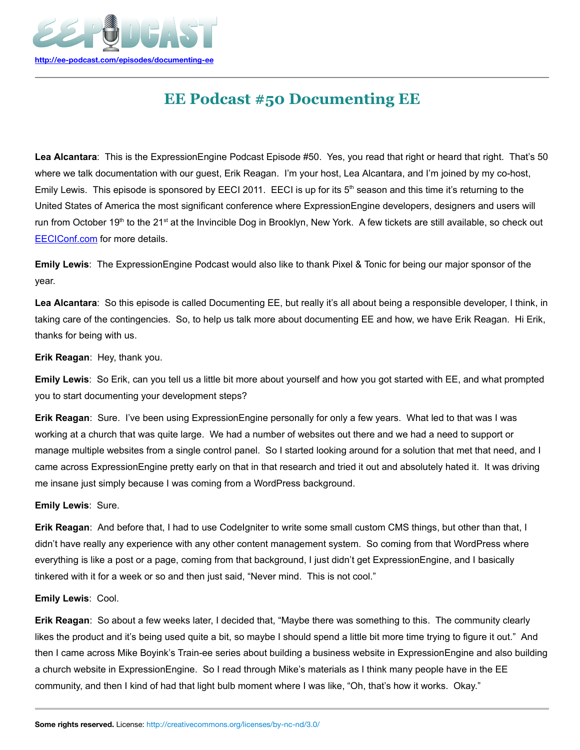http://ee-podcast.com/episodes/documenting-ee

# EE Podcast #50 Documenting EE

**Lea Alcantara**: This is the ExpressionEngine Podcast Episode #50. Yes, you read that right or heard that right. That's 50 where we talk documentation with our guest, Erik Reagan. I'm your host, Lea Alcantara, and I'm joined by my co-host, Emily Lewis. This episode is sponsored by EECI 2011. EECI is up for its 5th season and this time it's returning to the United States of America the most significant conference where ExpressionEngine developers, designers and users will run from October 19th to the 21st at the Invincible Dog in Brooklyn, New York. A few tickets are still available, so check out EECIConf.com for more details.

**Emily Lewis**: The ExpressionEngine Podcast would also like to thank Pixel & Tonic for being our major sponsor of the year.

**Lea Alcantara**: So this episode is called Documenting EE, but really it's all about being a responsible developer, I think, in taking care of the contingencies. So, to help us talk more about documenting EE and how, we have Erik Reagan. Hi Erik, thanks for being with us.

**Erik Reagan**: Hey, thank you.

**Emily Lewis**: So Erik, can you tell us a little bit more about yourself and how you got started with EE, and what prompted you to start documenting your development steps?

**Erik Reagan**: Sure. I've been using ExpressionEngine personally for only a few years. What led to that was I was working at a church that was quite large. We had a number of websites out there and we had a need to support or manage multiple websites from a single control panel. So I started looking around for a solution that met that need, and I came across ExpressionEngine pretty early on that in that research and tried it out and absolutely hated it. It was driving me insane just simply because I was coming from a WordPress background.

**Emily Lewis**: Sure.

**Erik Reagan**: And before that, I had to use CodeIgniter to write some small custom CMS things, but other than that, I didn't have really any experience with any other content management system. So coming from that WordPress where everything is like a post or a page, coming from that background, I just didn't get ExpressionEngine, and I basically tinkered with it for a week or so and then just said, "Never mind. This is not cool."

**Emily Lewis**: Cool.

**Erik Reagan**: So about a few weeks later, I decided that, "Maybe there was something to this. The community clearly likes the product and it's being used quite a bit, so maybe I should spend a little bit more time trying to figure it out." And then I came across Mike Boyink's Train-ee series about building a business website in ExpressionEngine and also building a church website in ExpressionEngine. So I read through Mike's materials as I think many people have in the EE community, and then I kind of had that light bulb moment where I was like, "Oh, that's how it works. Okay."

**Some rights reserved.** License: http://creativecommons.org/licenses/by-nc-nd/3.0/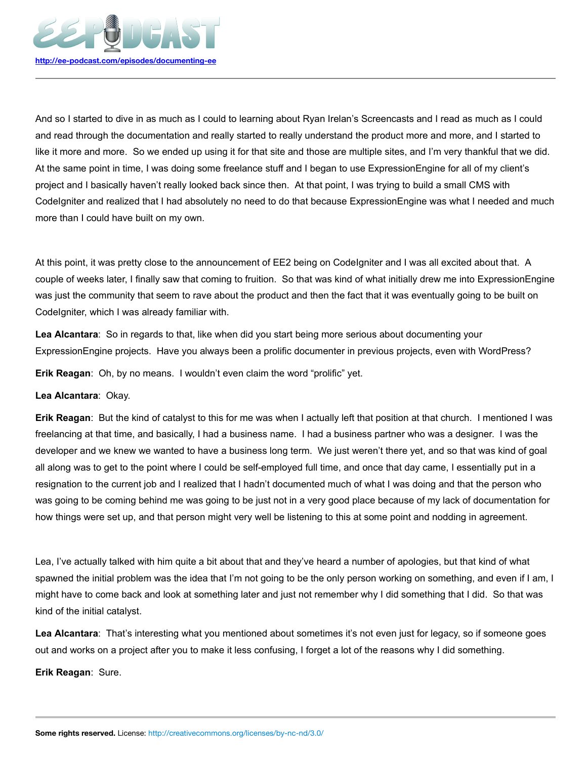And so I started to dive in as much as I could to learning about Ryan Irelan's Screencasts and I read as much as I could and read through the documentation and really started to really understand the product more and more, and I started to like it more and more. So we ended up using it for that site and those are multiple sites, and I'm very thankful that we did. At the same point in time, I was doing some freelance stuff and I began to use ExpressionEngine for all of my client's project and I basically haven't really looked back since then. At that point, I was trying to build a small CMS with CodeIgniter and realized that I had absolutely no need to do that because ExpressionEngine was what I needed and much more than I could have built on my own.

At this point, it was pretty close to the announcement of EE2 being on CodeIgniter and I was all excited about that. A couple of weeks later, I finally saw that coming to fruition. So that was kind of what initially drew me into ExpressionEngine was just the community that seem to rave about the product and then the fact that it was eventually going to be built on CodeIgniter, which I was already familiar with.

**Lea Alcantara**: So in regards to that, like when did you start being more serious about documenting your ExpressionEngine projects. Have you always been a prolific documenter in previous projects, even with WordPress?

**Erik Reagan**: Oh, by no means. I wouldn't even claim the word "prolific" yet.

**Lea Alcantara**: Okay.

**Erik Reagan**: But the kind of catalyst to this for me was when I actually left that position at that church. I mentioned I was freelancing at that time, and basically, I had a business name. I had a business partner who was a designer. I was the developer and we knew we wanted to have a business long term. We just weren't there yet, and so that was kind of goal all along was to get to the point where I could be self-employed full time, and once that day came, I essentially put in a resignation to the current job and I realized that I hadn't documented much of what I was doing and that the person who was going to be coming behind me was going to be just not in a very good place because of my lack of documentation for how things were set up, and that person might very well be listening to this at some point and nodding in agreement.

Lea, I've actually talked with him quite a bit about that and they've heard a number of apologies, but that kind of what spawned the initial problem was the idea that I'm not going to be the only person working on something, and even if I am, I might have to come back and look at something later and just not remember why I did something that I did. So that was kind of the initial catalyst.

**Lea Alcantara**: That's interesting what you mentioned about sometimes it's not even just for legacy, so if someone goes out and works on a project after you to make it less confusing, I forget a lot of the reasons why I did something.

**Erik Reagan**: Sure.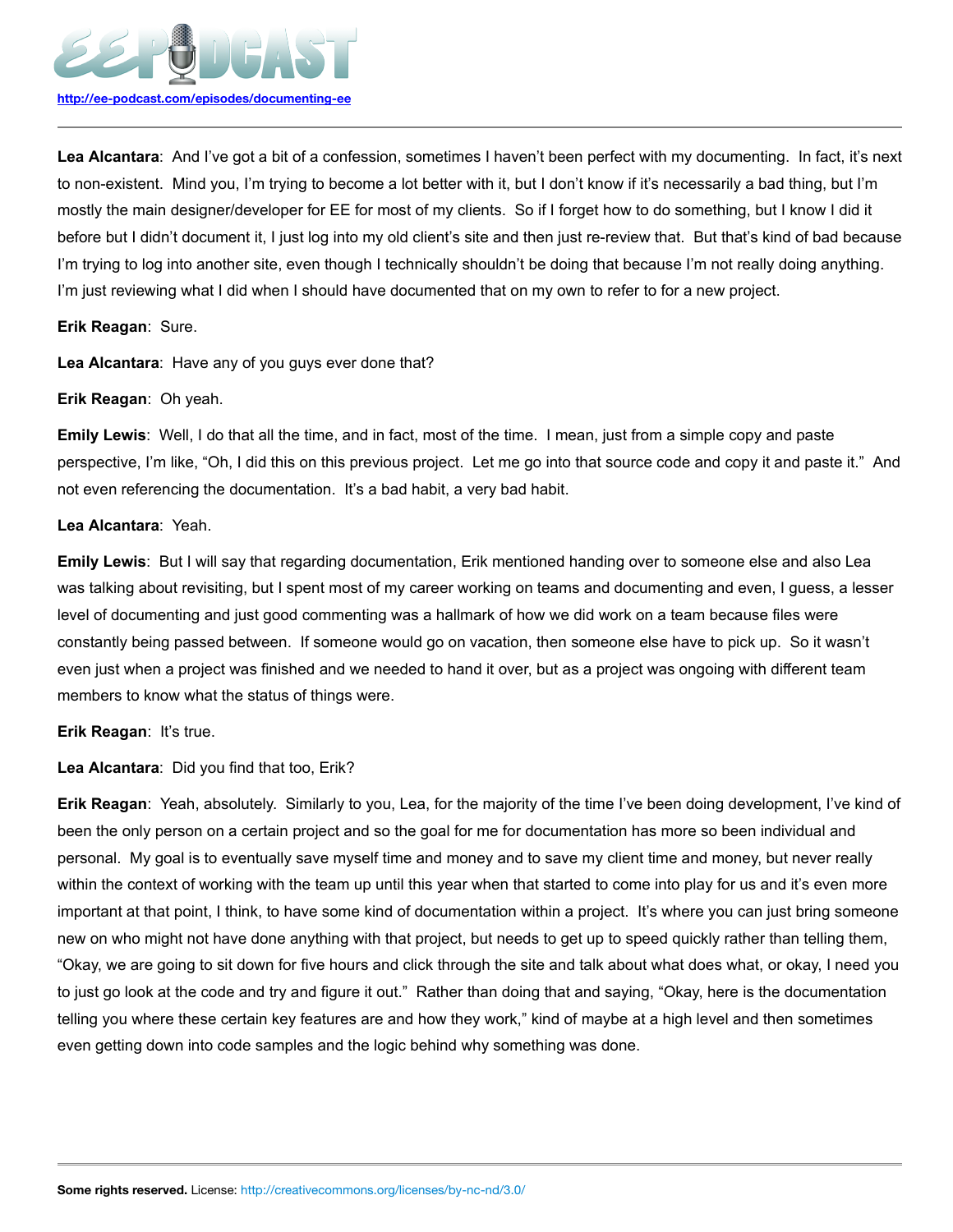**Lea Alcantara**: And I've got a bit of a confession, sometimes I haven't been perfect with my documenting. In fact, it's next to non-existent. Mind you, I'm trying to become a lot better with it, but I don't know if it's necessarily a bad thing, but I'm mostly the main designer/developer for EE for most of my clients. So if I forget how to do something, but I know I did it before but I didn't document it, I just log into my old client's site and then just re-review that. But that's kind of bad because I'm trying to log into another site, even though I technically shouldn't be doing that because I'm not really doing anything. I'm just reviewing what I did when I should have documented that on my own to refer to for a new project.

**Erik Reagan**: Sure.

**Lea Alcantara**: Have any of you guys ever done that?

**Erik Reagan**: Oh yeah.

**Emily Lewis**: Well, I do that all the time, and in fact, most of the time. I mean, just from a simple copy and paste perspective, I'm like, "Oh, I did this on this previous project. Let me go into that source code and copy it and paste it." And not even referencing the documentation. It's a bad habit, a very bad habit.

**Lea Alcantara**: Yeah.

**Emily Lewis**: But I will say that regarding documentation, Erik mentioned handing over to someone else and also Lea was talking about revisiting, but I spent most of my career working on teams and documenting and even, I guess, a lesser level of documenting and just good commenting was a hallmark of how we did work on a team because files were constantly being passed between. If someone would go on vacation, then someone else have to pick up. So it wasn't even just when a project was finished and we needed to hand it over, but as a project was ongoing with different team members to know what the status of things were.

**Erik Reagan**: It's true.

**Lea Alcantara**: Did you find that too, Erik?

**Erik Reagan**: Yeah, absolutely. Similarly to you, Lea, for the majority of the time I've been doing development, I've kind of been the only person on a certain project and so the goal for me for documentation has more so been individual and personal. My goal is to eventually save myself time and money and to save my client time and money, but never really within the context of working with the team up until this year when that started to come into play for us and it's even more important at that point, I think, to have some kind of documentation within a project. It's where you can just bring someone new on who might not have done anything with that project, but needs to get up to speed quickly rather than telling them, "Okay, we are going to sit down for five hours and click through the site and talk about what does what, or okay, I need you to just go look at the code and try and figure it out." Rather than doing that and saying, "Okay, here is the documentation telling you where these certain key features are and how they work," kind of maybe at a high level and then sometimes even getting down into code samples and the logic behind why something was done.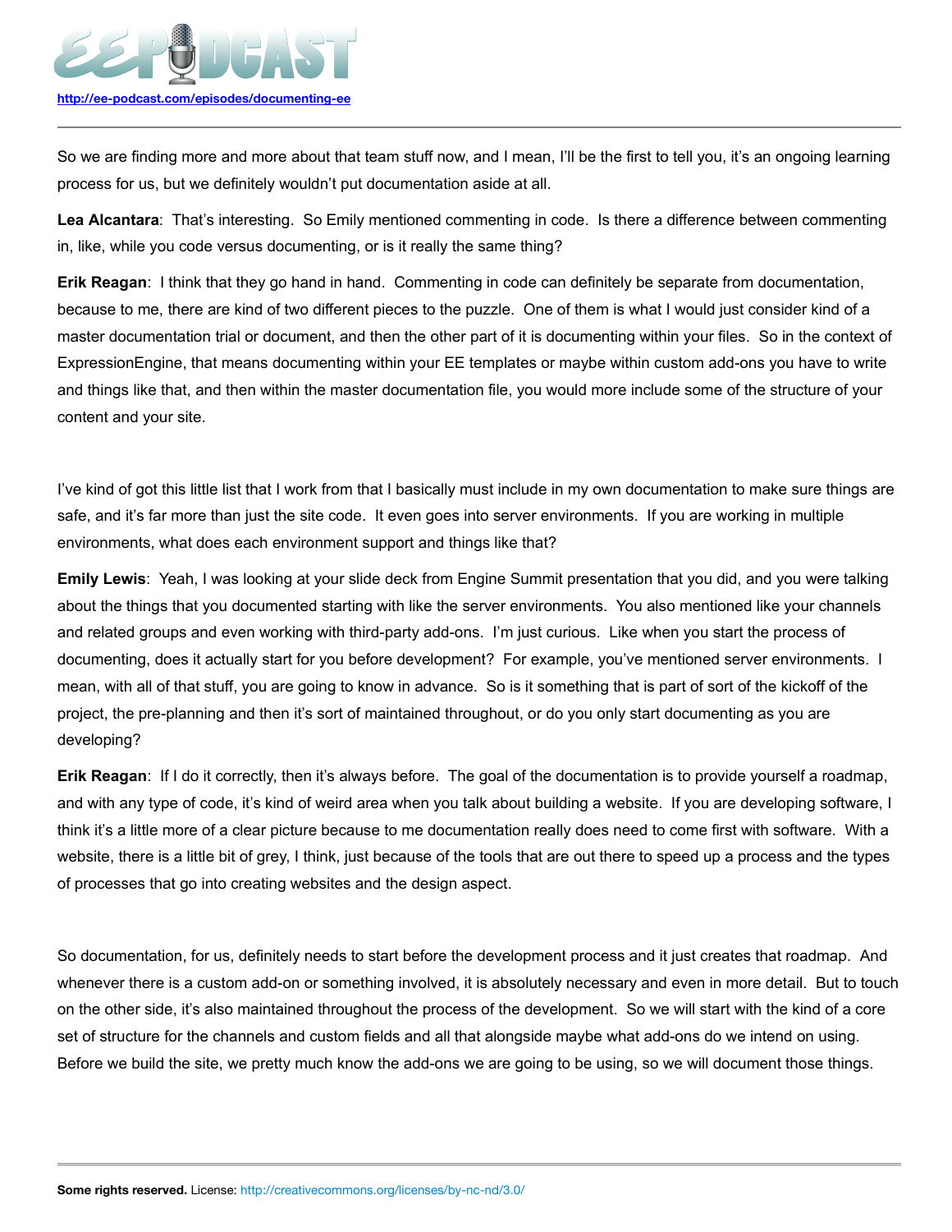So we are finding more and more about that team stuff now, and I mean, I'll be the first to tell you, it's an ongoing learning process for us, but we definitely wouldn't put documentation aside at all.

**Lea Alcantara**: That's interesting. So Emily mentioned commenting in code. Is there a difference between commenting in, like, while you code versus documenting, or is it really the same thing?

**Erik Reagan**: I think that they go hand in hand. Commenting in code can definitely be separate from documentation, because to me, there are kind of two different pieces to the puzzle. One of them is what I would just consider kind of a master documentation trial or document, and then the other part of it is documenting within your files. So in the context of ExpressionEngine, that means documenting within your EE templates or maybe within custom add-ons you have to write and things like that, and then within the master documentation file, you would more include some of the structure of your content and your site.

I've kind of got this little list that I work from that I basically must include in my own documentation to make sure things are safe, and it's far more than just the site code. It even goes into server environments. If you are working in multiple environments, what does each environment support and things like that?

**Emily Lewis**: Yeah, I was looking at your slide deck from Engine Summit presentation that you did, and you were talking about the things that you documented starting with like the server environments. You also mentioned like your channels and related groups and even working with third-party add-ons. I'm just curious. Like when you start the process of documenting, does it actually start for you before development? For example, you've mentioned server environments. I mean, with all of that stuff, you are going to know in advance. So is it something that is part of sort of the kickoff of the project, the pre-planning and then it's sort of maintained throughout, or do you only start documenting as you are developing?

**Erik Reagan**: If I do it correctly, then it's always before. The goal of the documentation is to provide yourself a roadmap, and with any type of code, it's kind of weird area when you talk about building a website. If you are developing software, I think it's a little more of a clear picture because to me documentation really does need to come first with software. With a website, there is a little bit of grey, I think, just because of the tools that are out there to speed up a process and the types of processes that go into creating websites and the design aspect.

So documentation, for us, definitely needs to start before the development process and it just creates that roadmap. And whenever there is a custom add-on or something involved, it is absolutely necessary and even in more detail. But to touch on the other side, it's also maintained throughout the process of the development. So we will start with the kind of a core set of structure for the channels and custom fields and all that alongside maybe what add-ons do we intend on using. Before we build the site, we pretty much know the add-ons we are going to be using, so we will document those things.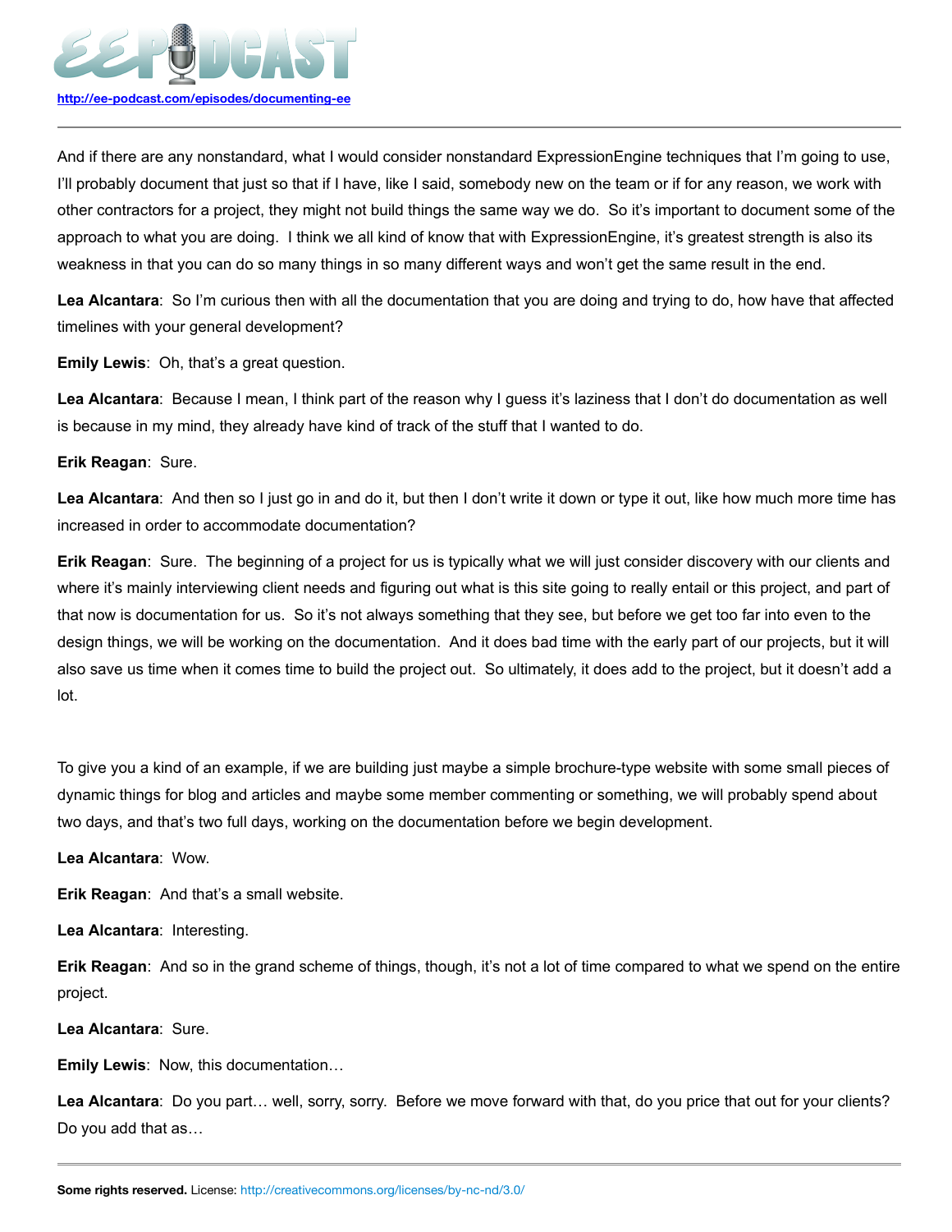And if there are any nonstandard, what I would consider nonstandard ExpressionEngine techniques that I'm going to use, I'll probably document that just so that if I have, like I said, somebody new on the team or if for any reason, we work with other contractors for a project, they might not build things the same way we do. So it's important to document some of the approach to what you are doing. I think we all kind of know that with ExpressionEngine, it's greatest strength is also its weakness in that you can do so many things in so many different ways and won't get the same result in the end.

**Lea Alcantara**: So I'm curious then with all the documentation that you are doing and trying to do, how have that affected timelines with your general development?

**Emily Lewis**: Oh, that's a great question.

**Lea Alcantara**: Because I mean, I think part of the reason why I guess it's laziness that I don't do documentation as well is because in my mind, they already have kind of track of the stuff that I wanted to do.

**Erik Reagan**: Sure.

**Lea Alcantara**: And then so I just go in and do it, but then I don't write it down or type it out, like how much more time has increased in order to accommodate documentation?

**Erik Reagan**: Sure. The beginning of a project for us is typically what we will just consider discovery with our clients and where it's mainly interviewing client needs and figuring out what is this site going to really entail or this project, and part of that now is documentation for us. So it's not always something that they see, but before we get too far into even to the design things, we will be working on the documentation. And it does bad time with the early part of our projects, but it will also save us time when it comes time to build the project out. So ultimately, it does add to the project, but it doesn't add a lot.

To give you a kind of an example, if we are building just maybe a simple brochure-type website with some small pieces of dynamic things for blog and articles and maybe some member commenting or something, we will probably spend about two days, and that's two full days, working on the documentation before we begin development.

**Lea Alcantara**: Wow.

**Erik Reagan**: And that's a small website.

**Lea Alcantara**: Interesting.

**Erik Reagan**: And so in the grand scheme of things, though, it's not a lot of time compared to what we spend on the entire project.

**Lea Alcantara**: Sure.

**Emily Lewis**: Now, this documentation…

**Lea Alcantara**: Do you part… well, sorry, sorry. Before we move forward with that, do you price that out for your clients? Do you add that as…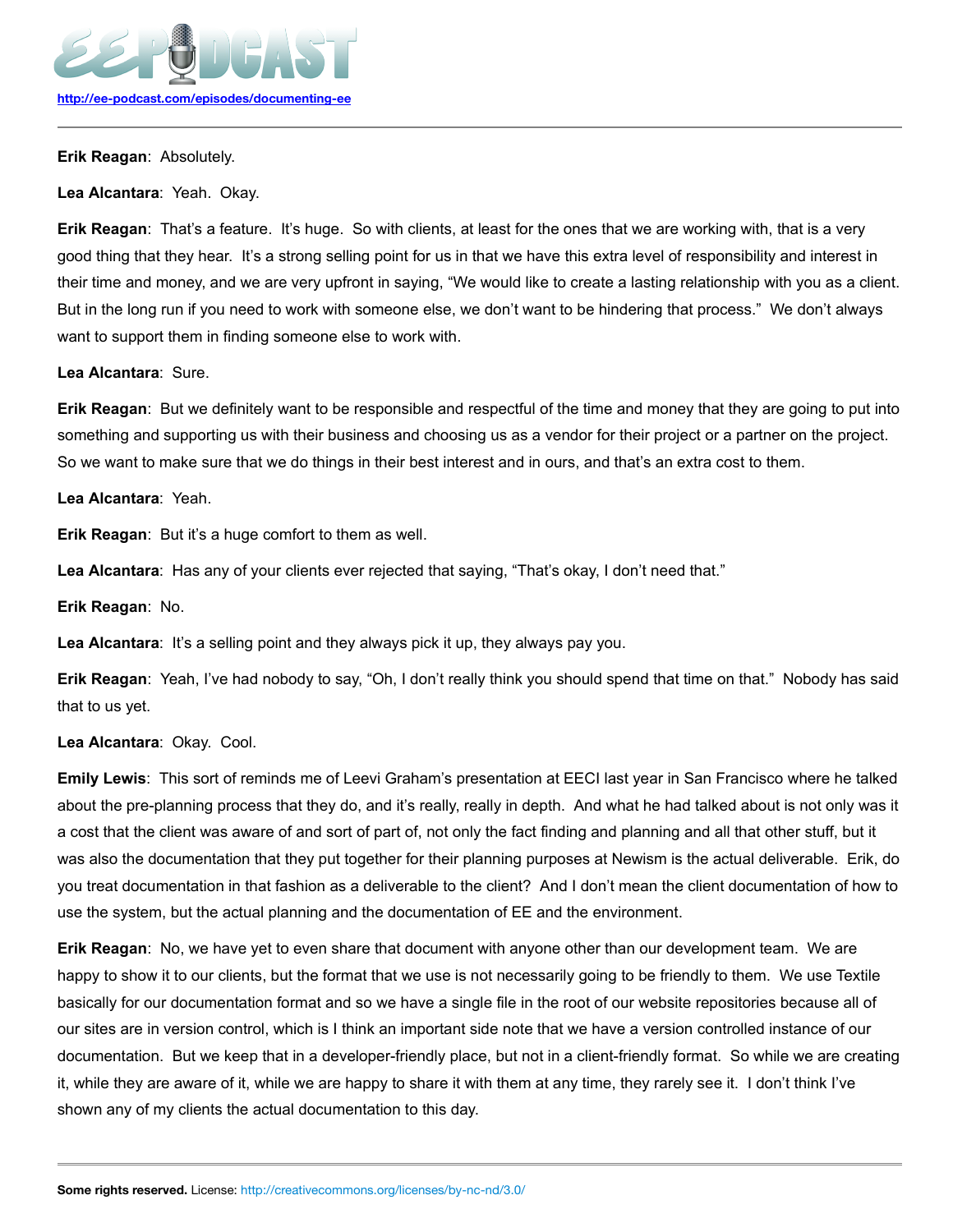**Erik Reagan**: Absolutely.

**Lea Alcantara**: Yeah. Okay.

**Erik Reagan**: That's a feature. It's huge. So with clients, at least for the ones that we are working with, that is a very good thing that they hear. It's a strong selling point for us in that we have this extra level of responsibility and interest in their time and money, and we are very upfront in saying, "We would like to create a lasting relationship with you as a client. But in the long run if you need to work with someone else, we don't want to be hindering that process." We don't always want to support them in finding someone else to work with.

**Lea Alcantara**: Sure.

**Erik Reagan**: But we definitely want to be responsible and respectful of the time and money that they are going to put into something and supporting us with their business and choosing us as a vendor for their project or a partner on the project. So we want to make sure that we do things in their best interest and in ours, and that's an extra cost to them.

**Lea Alcantara**: Yeah.

**Erik Reagan**: But it's a huge comfort to them as well.

**Lea Alcantara**: Has any of your clients ever rejected that saying, "That's okay, I don't need that."

**Erik Reagan**: No.

**Lea Alcantara**: It's a selling point and they always pick it up, they always pay you.

**Erik Reagan**: Yeah, I've had nobody to say, "Oh, I don't really think you should spend that time on that." Nobody has said that to us yet.

**Lea Alcantara**: Okay. Cool.

**Emily Lewis**: This sort of reminds me of Leevi Graham's presentation at EECI last year in San Francisco where he talked about the pre-planning process that they do, and it's really, really in depth. And what he had talked about is not only was it a cost that the client was aware of and sort of part of, not only the fact finding and planning and all that other stuff, but it was also the documentation that they put together for their planning purposes at Newism is the actual deliverable. Erik, do you treat documentation in that fashion as a deliverable to the client? And I don't mean the client documentation of how to use the system, but the actual planning and the documentation of EE and the environment.

**Erik Reagan**: No, we have yet to even share that document with anyone other than our development team. We are happy to show it to our clients, but the format that we use is not necessarily going to be friendly to them. We use Textile basically for our documentation format and so we have a single file in the root of our website repositories because all of our sites are in version control, which is I think an important side note that we have a version controlled instance of our documentation. But we keep that in a developer-friendly place, but not in a client-friendly format. So while we are creating it, while they are aware of it, while we are happy to share it with them at any time, they rarely see it. I don't think I've shown any of my clients the actual documentation to this day.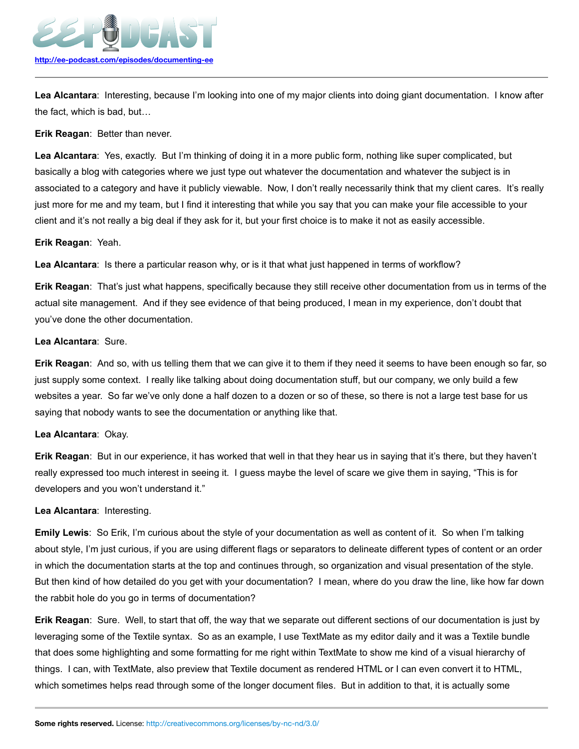**Lea Alcantara**: Interesting, because I'm looking into one of my major clients into doing giant documentation. I know after the fact, which is bad, but…

**Erik Reagan**: Better than never.

**Lea Alcantara**: Yes, exactly. But I'm thinking of doing it in a more public form, nothing like super complicated, but basically a blog with categories where we just type out whatever the documentation and whatever the subject is in associated to a category and have it publicly viewable. Now, I don't really necessarily think that my client cares. It's really just more for me and my team, but I find it interesting that while you say that you can make your file accessible to your client and it's not really a big deal if they ask for it, but your first choice is to make it not as easily accessible.

**Erik Reagan**: Yeah.

**Lea Alcantara**: Is there a particular reason why, or is it that what just happened in terms of workflow?

**Erik Reagan**: That's just what happens, specifically because they still receive other documentation from us in terms of the actual site management. And if they see evidence of that being produced, I mean in my experience, don't doubt that you've done the other documentation.

**Lea Alcantara**: Sure.

**Erik Reagan**: And so, with us telling them that we can give it to them if they need it seems to have been enough so far, so just supply some context. I really like talking about doing documentation stuff, but our company, we only build a few websites a year. So far we've only done a half dozen to a dozen or so of these, so there is not a large test base for us saying that nobody wants to see the documentation or anything like that.

**Lea Alcantara**: Okay.

**Erik Reagan**: But in our experience, it has worked that well in that they hear us in saying that it's there, but they haven't really expressed too much interest in seeing it. I guess maybe the level of scare we give them in saying, "This is for developers and you won't understand it."

**Lea Alcantara**: Interesting.

**Emily Lewis**: So Erik, I'm curious about the style of your documentation as well as content of it. So when I'm talking about style, I'm just curious, if you are using different flags or separators to delineate different types of content or an order in which the documentation starts at the top and continues through, so organization and visual presentation of the style. But then kind of how detailed do you get with your documentation? I mean, where do you draw the line, like how far down the rabbit hole do you go in terms of documentation?

**Erik Reagan**: Sure. Well, to start that off, the way that we separate out different sections of our documentation is just by leveraging some of the Textile syntax. So as an example, I use TextMate as my editor daily and it was a Textile bundle that does some highlighting and some formatting for me right within TextMate to show me kind of a visual hierarchy of things. I can, with TextMate, also preview that Textile document as rendered HTML or I can even convert it to HTML, which sometimes helps read through some of the longer document files. But in addition to that, it is actually some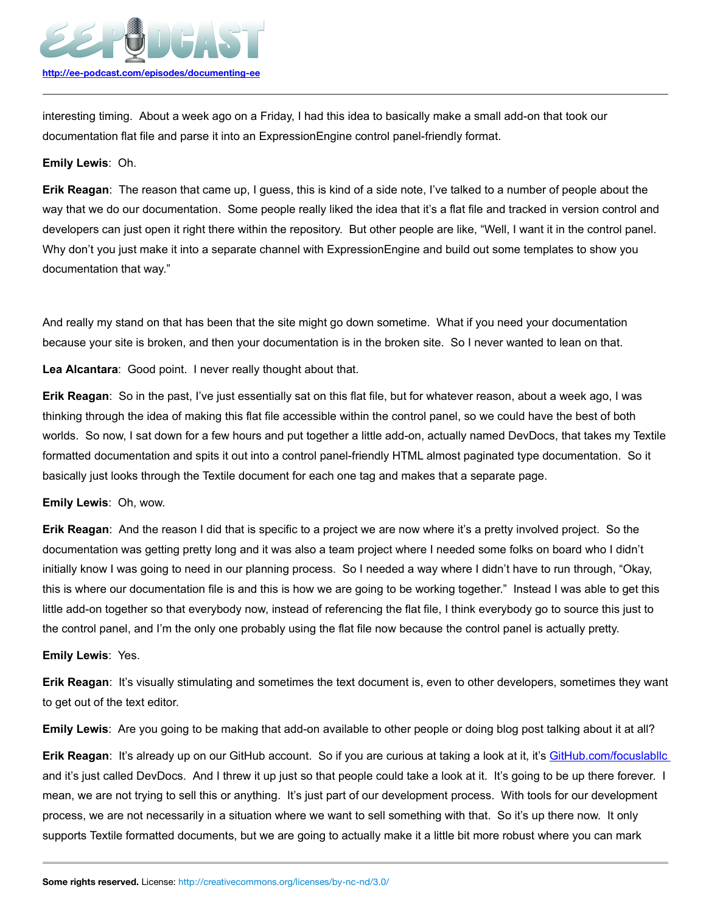interesting timing. About a week ago on a Friday, I had this idea to basically make a small add-on that took our documentation flat file and parse it into an ExpressionEngine control panel-friendly format.

**Emily Lewis**: Oh.

**Erik Reagan**: The reason that came up, I guess, this is kind of a side note, I've talked to a number of people about the way that we do our documentation. Some people really liked the idea that it's a flat file and tracked in version control and developers can just open it right there within the repository. But other people are like, "Well, I want it in the control panel. Why don't you just make it into a separate channel with ExpressionEngine and build out some templates to show you documentation that way."

And really my stand on that has been that the site might go down sometime. What if you need your documentation because your site is broken, and then your documentation is in the broken site. So I never wanted to lean on that.

**Lea Alcantara**: Good point. I never really thought about that.

**Erik Reagan**: So in the past, I've just essentially sat on this flat file, but for whatever reason, about a week ago, I was thinking through the idea of making this flat file accessible within the control panel, so we could have the best of both worlds. So now, I sat down for a few hours and put together a little add-on, actually named DevDocs, that takes my Textile formatted documentation and spits it out into a control panel-friendly HTML almost paginated type documentation. So it basically just looks through the Textile document for each one tag and makes that a separate page.

**Emily Lewis**: Oh, wow.

**Erik Reagan**: And the reason I did that is specific to a project we are now where it's a pretty involved project. So the documentation was getting pretty long and it was also a team project where I needed some folks on board who I didn't initially know I was going to need in our planning process. So I needed a way where I didn't have to run through, "Okay, this is where our documentation file is and this is how we are going to be working together." Instead I was able to get this little add-on together so that everybody now, instead of referencing the flat file, I think everybody go to source this just to the control panel, and I'm the only one probably using the flat file now because the control panel is actually pretty.

**Emily Lewis**: Yes.

**Erik Reagan**: It's visually stimulating and sometimes the text document is, even to other developers, sometimes they want to get out of the text editor.

**Emily Lewis**: Are you going to be making that add-on available to other people or doing blog post talking about it at all?

**Erik Reagan**: It's already up on our GitHub account. So if you are curious at taking a look at it, it's [GitHub.com/focuslabllc](http://GitHub.com/focuslabllc) and it's just called DevDocs. And I threw it up just so that people could take a look at it. It's going to be up there forever. I mean, we are not trying to sell this or anything. It's just part of our development process. With tools for our development process, we are not necessarily in a situation where we want to sell something with that. So it's up there now. It only supports Textile formatted documents, but we are going to actually make it a little bit more robust where you can mark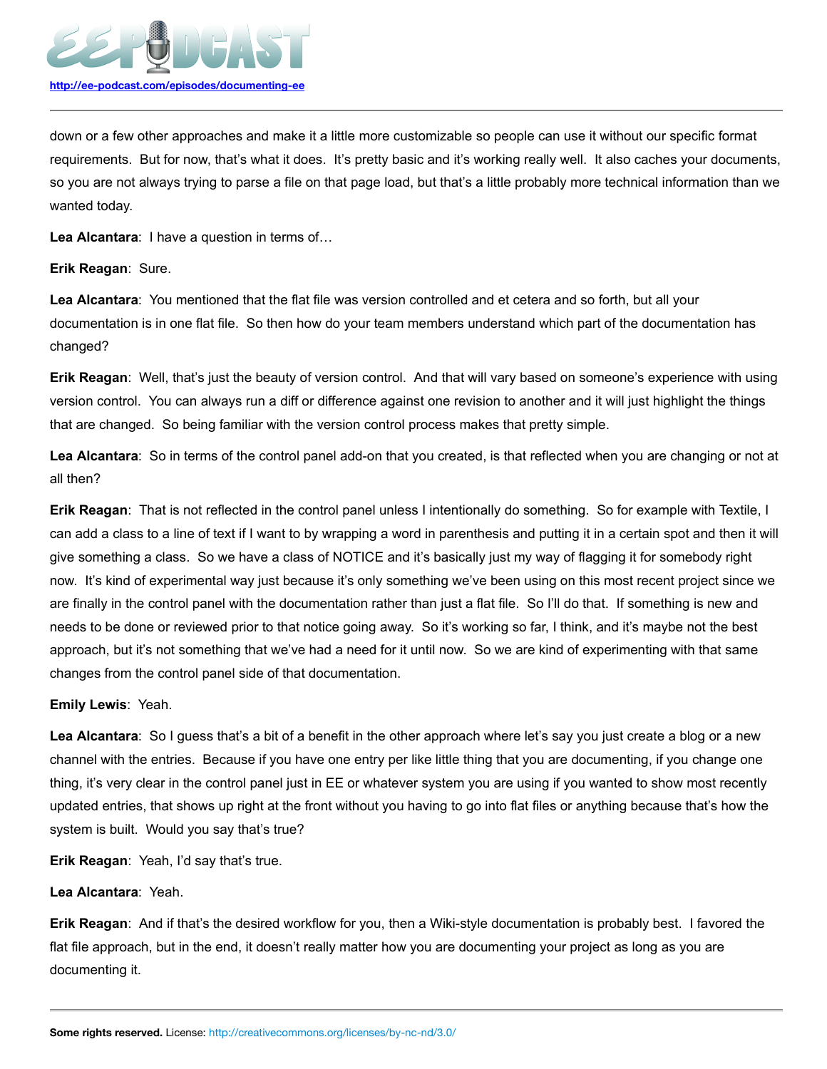down or a few other approaches and make it a little more customizable so people can use it without our specific format requirements. But for now, that's what it does. It's pretty basic and it's working really well. It also caches your documents, so you are not always trying to parse a file on that page load, but that's a little probably more technical information than we wanted today.

**Lea Alcantara**: I have a question in terms of…

**Erik Reagan**: Sure.

**Lea Alcantara**: You mentioned that the flat file was version controlled and et cetera and so forth, but all your documentation is in one flat file. So then how do your team members understand which part of the documentation has changed?

**Erik Reagan**: Well, that's just the beauty of version control. And that will vary based on someone's experience with using version control. You can always run a diff or difference against one revision to another and it will just highlight the things that are changed. So being familiar with the version control process makes that pretty simple.

**Lea Alcantara**: So in terms of the control panel add-on that you created, is that reflected when you are changing or not at all then?

**Erik Reagan**: That is not reflected in the control panel unless I intentionally do something. So for example with Textile, I can add a class to a line of text if I want to by wrapping a word in parenthesis and putting it in a certain spot and then it will give something a class. So we have a class of NOTICE and it's basically just my way of flagging it for somebody right now. It's kind of experimental way just because it's only something we've been using on this most recent project since we are finally in the control panel with the documentation rather than just a flat file. So I'll do that. If something is new and needs to be done or reviewed prior to that notice going away. So it's working so far, I think, and it's maybe not the best approach, but it's not something that we've had a need for it until now. So we are kind of experimenting with that same changes from the control panel side of that documentation.

**Emily Lewis**: Yeah.

**Lea Alcantara**: So I guess that's a bit of a benefit in the other approach where let's say you just create a blog or a new channel with the entries. Because if you have one entry per like little thing that you are documenting, if you change one thing, it's very clear in the control panel just in EE or whatever system you are using if you wanted to show most recently updated entries, that shows up right at the front without you having to go into flat files or anything because that's how the system is built. Would you say that's true?

**Erik Reagan**: Yeah, I'd say that's true.

**Lea Alcantara**: Yeah.

**Erik Reagan**: And if that's the desired workflow for you, then a Wiki-style documentation is probably best. I favored the flat file approach, but in the end, it doesn't really matter how you are documenting your project as long as you are documenting it.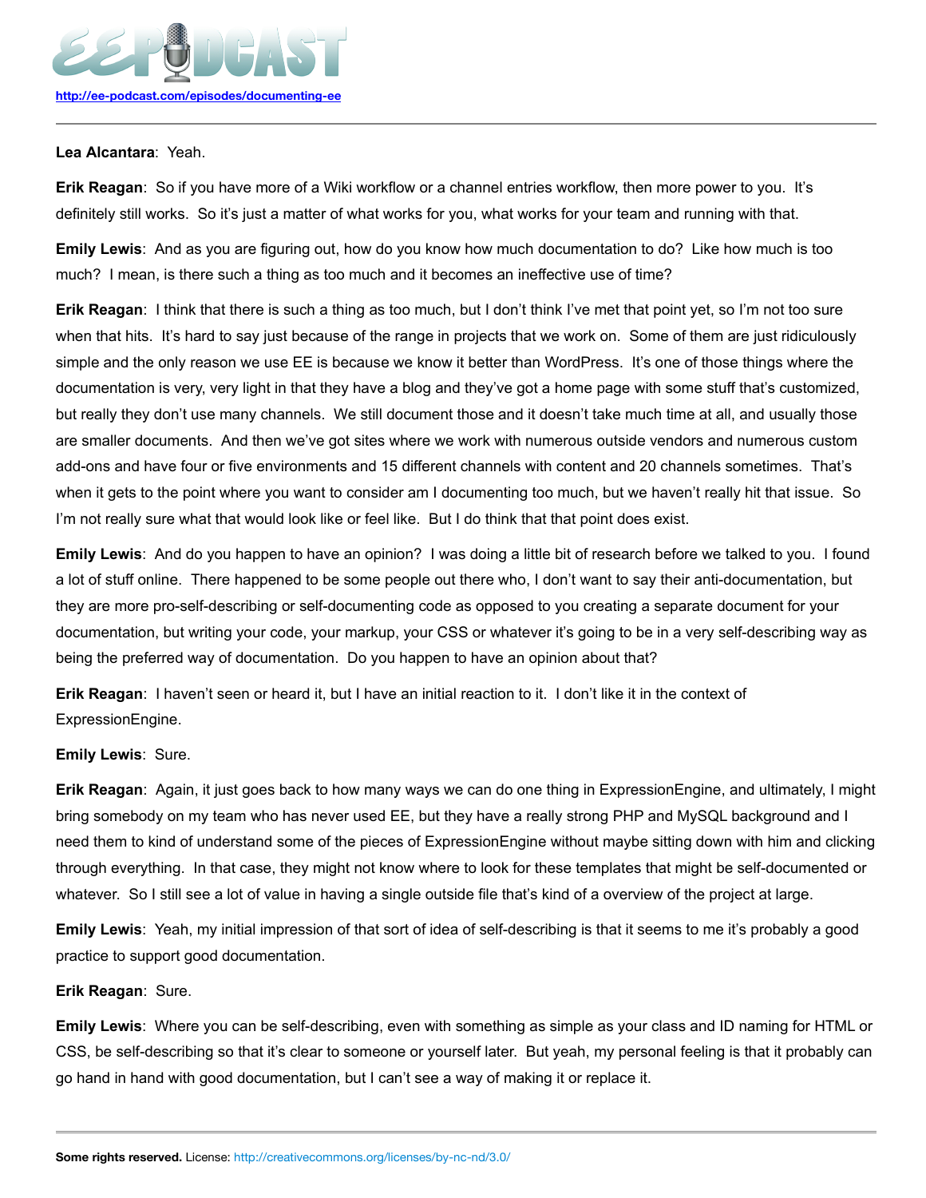**Lea Alcantara**: Yeah.

**Erik Reagan**: So if you have more of a Wiki workflow or a channel entries workflow, then more power to you. It's definitely still works. So it's just a matter of what works for you, what works for your team and running with that.

**Emily Lewis**: And as you are figuring out, how do you know how much documentation to do? Like how much is too much? I mean, is there such a thing as too much and it becomes an ineffective use of time?

**Erik Reagan**: I think that there is such a thing as too much, but I don't think I've met that point yet, so I'm not too sure when that hits. It's hard to say just because of the range in projects that we work on. Some of them are just ridiculously simple and the only reason we use EE is because we know it better than WordPress. It's one of those things where the documentation is very, very light in that they have a blog and they've got a home page with some stuff that's customized, but really they don't use many channels. We still document those and it doesn't take much time at all, and usually those are smaller documents. And then we've got sites where we work with numerous outside vendors and numerous custom add-ons and have four or five environments and 15 different channels with content and 20 channels sometimes. That's when it gets to the point where you want to consider am I documenting too much, but we haven't really hit that issue. So I'm not really sure what that would look like or feel like. But I do think that that point does exist.

**Emily Lewis**: And do you happen to have an opinion? I was doing a little bit of research before we talked to you. I found a lot of stuff online. There happened to be some people out there who, I don't want to say their anti-documentation, but they are more pro-self-describing or self-documenting code as opposed to you creating a separate document for your documentation, but writing your code, your markup, your CSS or whatever it's going to be in a very self-describing way as being the preferred way of documentation. Do you happen to have an opinion about that?

**Erik Reagan**: I haven't seen or heard it, but I have an initial reaction to it. I don't like it in the context of ExpressionEngine.

**Emily Lewis**: Sure.

**Erik Reagan**: Again, it just goes back to how many ways we can do one thing in ExpressionEngine, and ultimately, I might bring somebody on my team who has never used EE, but they have a really strong PHP and MySQL background and I need them to kind of understand some of the pieces of ExpressionEngine without maybe sitting down with him and clicking through everything. In that case, they might not know where to look for these templates that might be self-documented or whatever. So I still see a lot of value in having a single outside file that's kind of a overview of the project at large.

**Emily Lewis**: Yeah, my initial impression of that sort of idea of self-describing is that it seems to me it's probably a good practice to support good documentation.

**Erik Reagan**: Sure.

**Emily Lewis**: Where you can be self-describing, even with something as simple as your class and ID naming for HTML or CSS, be self-describing so that it's clear to someone or yourself later. But yeah, my personal feeling is that it probably can go hand in hand with good documentation, but I can't see a way of making it or replace it.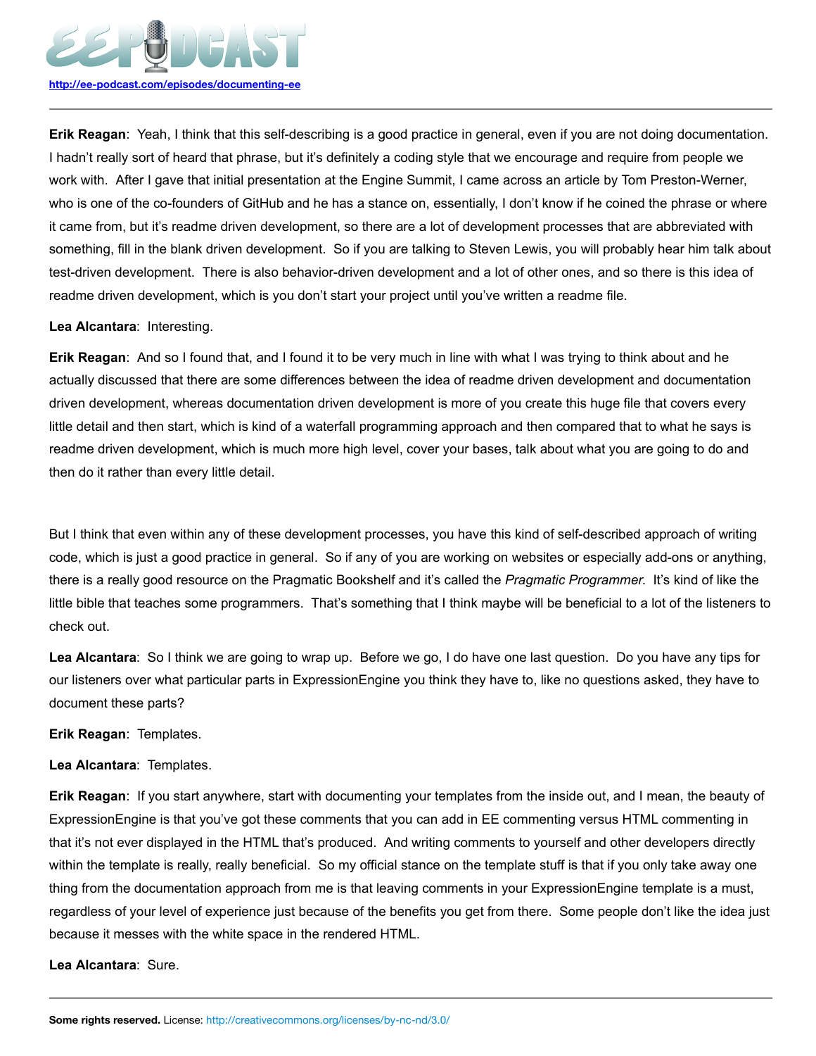**Erik Reagan**: Yeah, I think that this self-describing is a good practice in general, even if you are not doing documentation. I hadn't really sort of heard that phrase, but it's definitely a coding style that we encourage and require from people we work with. After I gave that initial presentation at the Engine Summit, I came across an article by Tom Preston-Werner, who is one of the co-founders of GitHub and he has a stance on, essentially, I don't know if he coined the phrase or where it came from, but it's readme driven development, so there are a lot of development processes that are abbreviated with something, fill in the blank driven development. So if you are talking to Steven Lewis, you will probably hear him talk about test-driven development. There is also behavior-driven development and a lot of other ones, and so there is this idea of readme driven development, which is you don't start your project until you've written a readme file.

**Lea Alcantara**: Interesting.

**Erik Reagan**: And so I found that, and I found it to be very much in line with what I was trying to think about and he actually discussed that there are some differences between the idea of readme driven development and documentation driven development, whereas documentation driven development is more of you create this huge file that covers every little detail and then start, which is kind of a waterfall programming approach and then compared that to what he says is readme driven development, which is much more high level, cover your bases, talk about what you are going to do and then do it rather than every little detail.

But I think that even within any of these development processes, you have this kind of self-described approach of writing code, which is just a good practice in general. So if any of you are working on websites or especially add-ons or anything, there is a really good resource on the Pragmatic Bookshelf and it's called the *Pragmatic Programmer*. It's kind of like the little bible that teaches some programmers. That's something that I think maybe will be beneficial to a lot of the listeners to check out.

**Lea Alcantara**: So I think we are going to wrap up. Before we go, I do have one last question. Do you have any tips for our listeners over what particular parts in ExpressionEngine you think they have to, like no questions asked, they have to document these parts?

**Erik Reagan**: Templates.

**Lea Alcantara**: Templates.

**Erik Reagan**: If you start anywhere, start with documenting your templates from the inside out, and I mean, the beauty of ExpressionEngine is that you've got these comments that you can add in EE commenting versus HTML commenting in that it's not ever displayed in the HTML that's produced. And writing comments to yourself and other developers directly within the template is really, really beneficial. So my official stance on the template stuff is that if you only take away one thing from the documentation approach from me is that leaving comments in your ExpressionEngine template is a must, regardless of your level of experience just because of the benefits you get from there. Some people don't like the idea just because it messes with the white space in the rendered HTML.

**Lea Alcantara**: Sure.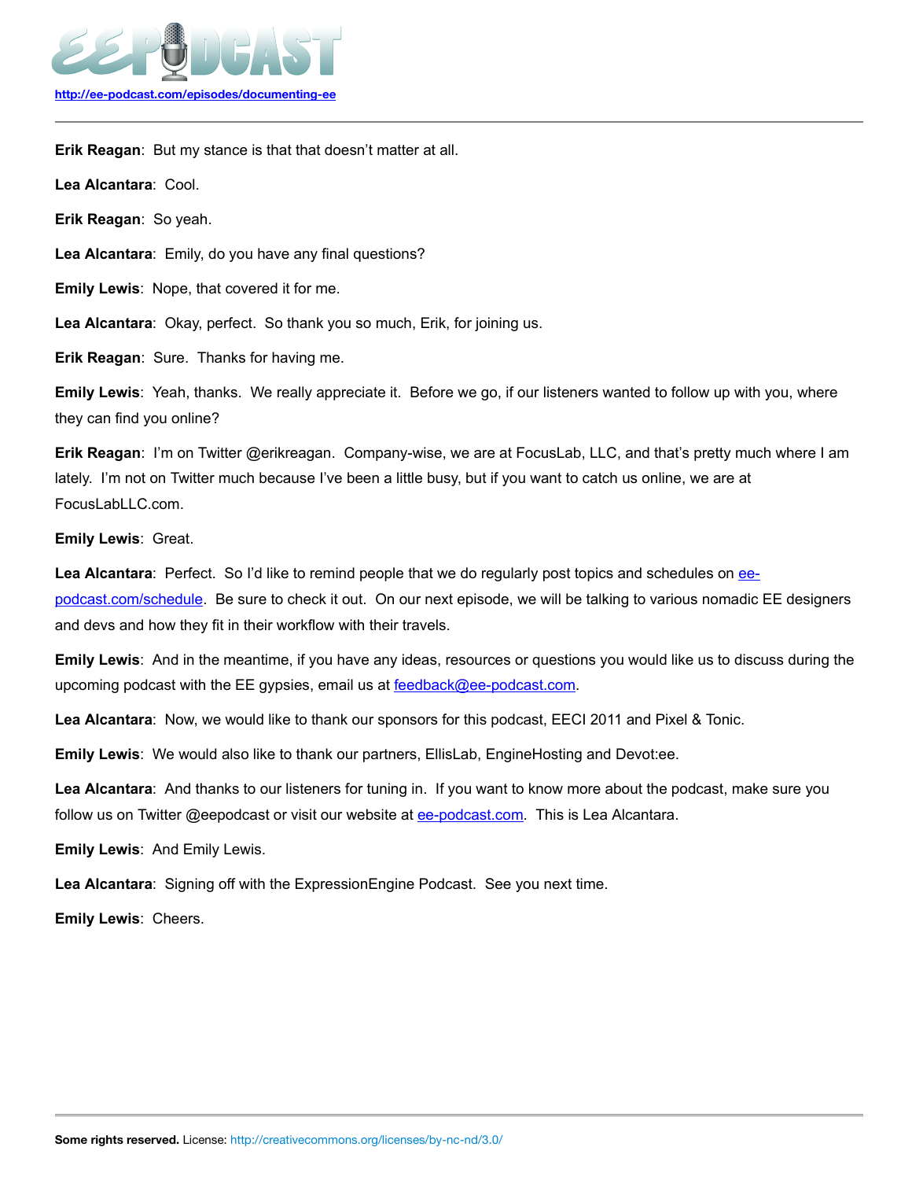**Erik Reagan**: But my stance is that that doesn't matter at all.

**Lea Alcantara**: Cool.

**Erik Reagan**: So yeah.

**Lea Alcantara**: Emily, do you have any final questions?

**Emily Lewis**: Nope, that covered it for me.

**Lea Alcantara**: Okay, perfect. So thank you so much, Erik, for joining us.

**Erik Reagan**: Sure. Thanks for having me.

**Emily Lewis**: Yeah, thanks. We really appreciate it. Before we go, if our listeners wanted to follow up with you, where they can find you online?

**Erik Reagan**: I'm on Twitter @erikreagan. Company-wise, we are at FocusLab, LLC, and that's pretty much where I am lately. I'm not on Twitter much because I've been a little busy, but if you want to catch us online, we are at FocusLabLLC.com.

**Emily Lewis**: Great.

**Lea Alcantara**: Perfect. So I'd like to remind people that we do regularly post topics and schedules on [ee-podcast.com/schedule](ee-podcast.com/schedule). Be sure to check it out. On our next episode, we will be talking to various nomadic EE designers and devs and how they fit in their workflow with their travels.

**Emily Lewis**: And in the meantime, if you have any ideas, resources or questions you would like us to discuss during the upcoming podcast with the EE gypsies, email us at [feedback@ee-podcast.com](mailto:feedback@ee-podcast.com).

**Lea Alcantara**: Now, we would like to thank our sponsors for this podcast, EECI 2011 and Pixel & Tonic.

**Emily Lewis**: We would also like to thank our partners, EllisLab, EngineHosting and Devot:ee.

**Lea Alcantara**: And thanks to our listeners for tuning in. If you want to know more about the podcast, make sure you follow us on Twitter @eepodcast or visit our website at [ee-podcast.com](ee-podcast.com). This is Lea Alcantara.

**Emily Lewis**: And Emily Lewis.

**Lea Alcantara**: Signing off with the ExpressionEngine Podcast. See you next time.

**Emily Lewis**: Cheers.